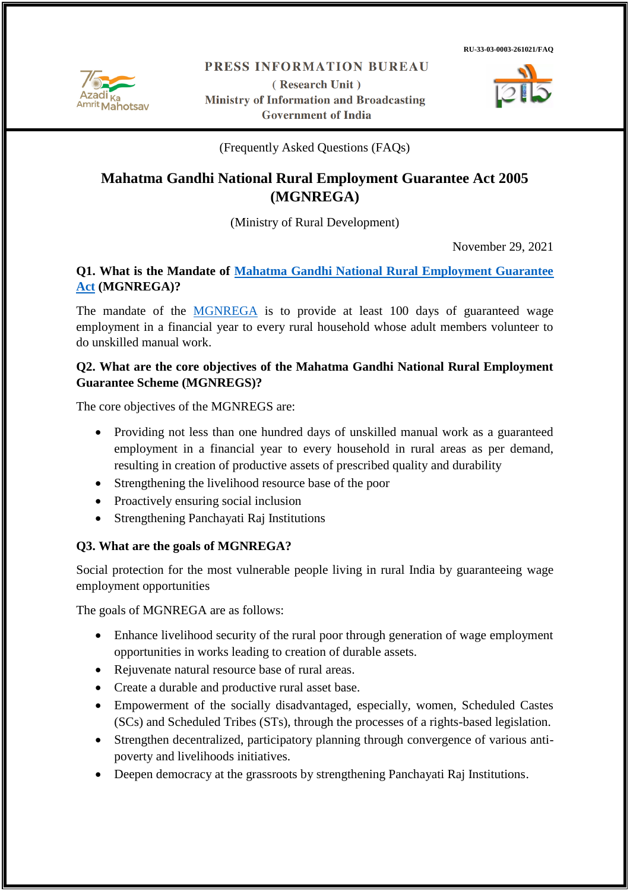RU-33-03-0003-261021/FAQ

PRESS INFORMATION BUREAU

( Research Unit )

Ministry of Information and Broadcasting

Government of India

(Frequently Asked Questions (FAQs)

# Mahatma Gandhi National Rural Employment Guarantee Act 2005 (MGNREGA)

(Ministry of Rural Development)

November 29, 2021

**Q1. What is the Mandate of Mahatma Gandhi National Rural Employment Guarantee Act (MGNREGA)?**

The mandate of the MGNREGA is to provide at least 100 days of guaranteed wage employment in a financial year to every rural household whose adult members volunteer to do unskilled manual work.

**Q2. What are the core objectives of the Mahatma Gandhi National Rural Employment Guarantee Scheme (MGNREGS)?**

The core objectives of the MGNREGS are:

- Providing not less than one hundred days of unskilled manual work as a guaranteed employment in a financial year to every household in rural areas as per demand, resulting in creation of productive assets of prescribed quality and durability
- Strengthening the livelihood resource base of the poor
- Proactively ensuring social inclusion
- Strengthening Panchayati Raj Institutions

**Q3. What are the goals of MGNREGA?**

Social protection for the most vulnerable people living in rural India by guaranteeing wage employment opportunities

The goals of MGNREGA are as follows:

- Enhance livelihood security of the rural poor through generation of wage employment opportunities in works leading to creation of durable assets.
- Rejuvenate natural resource base of rural areas.
- Create a durable and productive rural asset base.
- Empowerment of the socially disadvantaged, especially, women, Scheduled Castes (SCs) and Scheduled Tribes (STs), through the processes of a rights-based legislation.
- Strengthen decentralized, participatory planning through convergence of various anti-poverty and livelihoods initiatives.
- Deepen democracy at the grassroots by strengthening Panchayati Raj Institutions.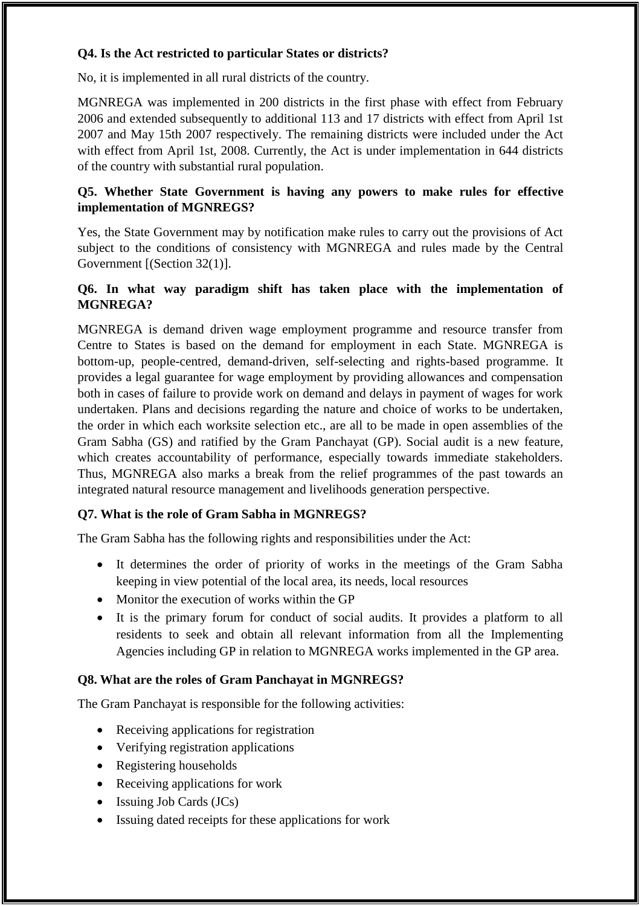**Q4. Is the Act restricted to particular States or districts?**

No, it is implemented in all rural districts of the country.

MGNREGA was implemented in 200 districts in the first phase with effect from February 2006 and extended subsequently to additional 113 and 17 districts with effect from April 1st 2007 and May 15th 2007 respectively. The remaining districts were included under the Act with effect from April 1st, 2008. Currently, the Act is under implementation in 644 districts of the country with substantial rural population.

**Q5. Whether State Government is having any powers to make rules for effective implementation of MGNREGS?**

Yes, the State Government may by notification make rules to carry out the provisions of Act subject to the conditions of consistency with MGNREGA and rules made by the Central Government [(Section 32(1)].

**Q6. In what way paradigm shift has taken place with the implementation of MGNREGA?**

MGNREGA is demand driven wage employment programme and resource transfer from Centre to States is based on the demand for employment in each State. MGNREGA is bottom-up, people-centred, demand-driven, self-selecting and rights-based programme. It provides a legal guarantee for wage employment by providing allowances and compensation both in cases of failure to provide work on demand and delays in payment of wages for work undertaken. Plans and decisions regarding the nature and choice of works to be undertaken, the order in which each worksite selection etc., are all to be made in open assemblies of the Gram Sabha (GS) and ratified by the Gram Panchayat (GP). Social audit is a new feature, which creates accountability of performance, especially towards immediate stakeholders. Thus, MGNREGA also marks a break from the relief programmes of the past towards an integrated natural resource management and livelihoods generation perspective.

**Q7. What is the role of Gram Sabha in MGNREGS?**

The Gram Sabha has the following rights and responsibilities under the Act:

- It determines the order of priority of works in the meetings of the Gram Sabha keeping in view potential of the local area, its needs, local resources
- Monitor the execution of works within the GP
- It is the primary forum for conduct of social audits. It provides a platform to all residents to seek and obtain all relevant information from all the Implementing Agencies including GP in relation to MGNREGA works implemented in the GP area.

**Q8. What are the roles of Gram Panchayat in MGNREGS?**

The Gram Panchayat is responsible for the following activities:

- Receiving applications for registration
- Verifying registration applications
- Registering households
- Receiving applications for work
- Issuing Job Cards (JCs)
- Issuing dated receipts for these applications for work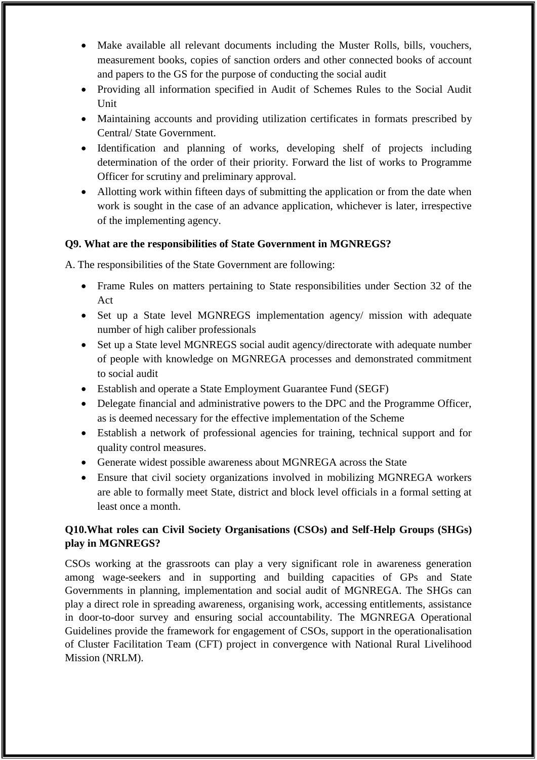- Make available all relevant documents including the Muster Rolls, bills, vouchers, measurement books, copies of sanction orders and other connected books of account and papers to the GS for the purpose of conducting the social audit
- Providing all information specified in Audit of Schemes Rules to the Social Audit Unit
- Maintaining accounts and providing utilization certificates in formats prescribed by Central/ State Government.
- Identification and planning of works, developing shelf of projects including determination of the order of their priority. Forward the list of works to Programme Officer for scrutiny and preliminary approval.
- Allotting work within fifteen days of submitting the application or from the date when work is sought in the case of an advance application, whichever is later, irrespective of the implementing agency.

**Q9. What are the responsibilities of State Government in MGNREGS?**

A. The responsibilities of the State Government are following:

- Frame Rules on matters pertaining to State responsibilities under Section 32 of the Act
- Set up a State level MGNREGS implementation agency/ mission with adequate number of high caliber professionals
- Set up a State level MGNREGS social audit agency/directorate with adequate number of people with knowledge on MGNREGA processes and demonstrated commitment to social audit
- Establish and operate a State Employment Guarantee Fund (SEGF)
- Delegate financial and administrative powers to the DPC and the Programme Officer, as is deemed necessary for the effective implementation of the Scheme
- Establish a network of professional agencies for training, technical support and for quality control measures.
- Generate widest possible awareness about MGNREGA across the State
- Ensure that civil society organizations involved in mobilizing MGNREGA workers are able to formally meet State, district and block level officials in a formal setting at least once a month.

**Q10.What roles can Civil Society Organisations (CSOs) and Self-Help Groups (SHGs) play in MGNREGS?**

CSOs working at the grassroots can play a very significant role in awareness generation among wage-seekers and in supporting and building capacities of GPs and State Governments in planning, implementation and social audit of MGNREGA. The SHGs can play a direct role in spreading awareness, organising work, accessing entitlements, assistance in door-to-door survey and ensuring social accountability. The MGNREGA Operational Guidelines provide the framework for engagement of CSOs, support in the operationalisation of Cluster Facilitation Team (CFT) project in convergence with National Rural Livelihood Mission (NRLM).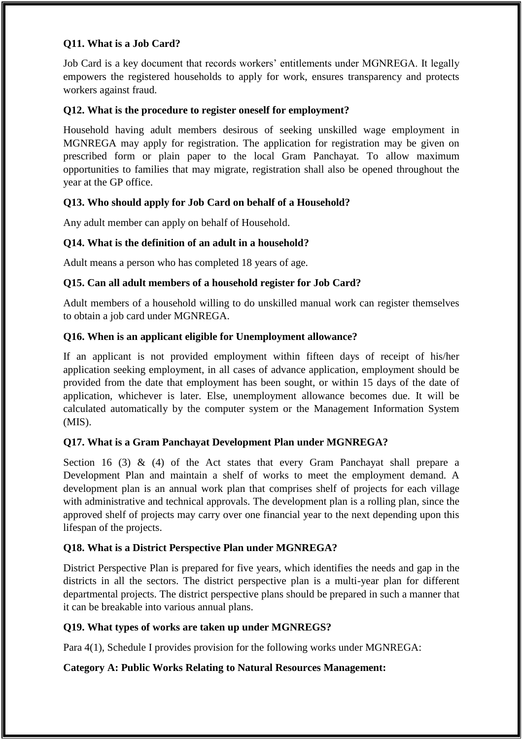**Q11. What is a Job Card?**

Job Card is a key document that records workers' entitlements under MGNREGA. It legally empowers the registered households to apply for work, ensures transparency and protects workers against fraud.

**Q12. What is the procedure to register oneself for employment?**

Household having adult members desirous of seeking unskilled wage employment in MGNREGA may apply for registration. The application for registration may be given on prescribed form or plain paper to the local Gram Panchayat. To allow maximum opportunities to families that may migrate, registration shall also be opened throughout the year at the GP office.

**Q13. Who should apply for Job Card on behalf of a Household?**

Any adult member can apply on behalf of Household.

**Q14. What is the definition of an adult in a household?**

Adult means a person who has completed 18 years of age.

**Q15. Can all adult members of a household register for Job Card?**

Adult members of a household willing to do unskilled manual work can register themselves to obtain a job card under MGNREGA.

**Q16. When is an applicant eligible for Unemployment allowance?**

If an applicant is not provided employment within fifteen days of receipt of his/her application seeking employment, in all cases of advance application, employment should be provided from the date that employment has been sought, or within 15 days of the date of application, whichever is later. Else, unemployment allowance becomes due. It will be calculated automatically by the computer system or the Management Information System (MIS).

**Q17. What is a Gram Panchayat Development Plan under MGNREGA?**

Section 16 (3) & (4) of the Act states that every Gram Panchayat shall prepare a Development Plan and maintain a shelf of works to meet the employment demand. A development plan is an annual work plan that comprises shelf of projects for each village with administrative and technical approvals. The development plan is a rolling plan, since the approved shelf of projects may carry over one financial year to the next depending upon this lifespan of the projects.

**Q18. What is a District Perspective Plan under MGNREGA?**

District Perspective Plan is prepared for five years, which identifies the needs and gap in the districts in all the sectors. The district perspective plan is a multi-year plan for different departmental projects. The district perspective plans should be prepared in such a manner that it can be breakable into various annual plans.

**Q19. What types of works are taken up under MGNREGS?**

Para 4(1), Schedule I provides provision for the following works under MGNREGA:

**Category A: Public Works Relating to Natural Resources Management:**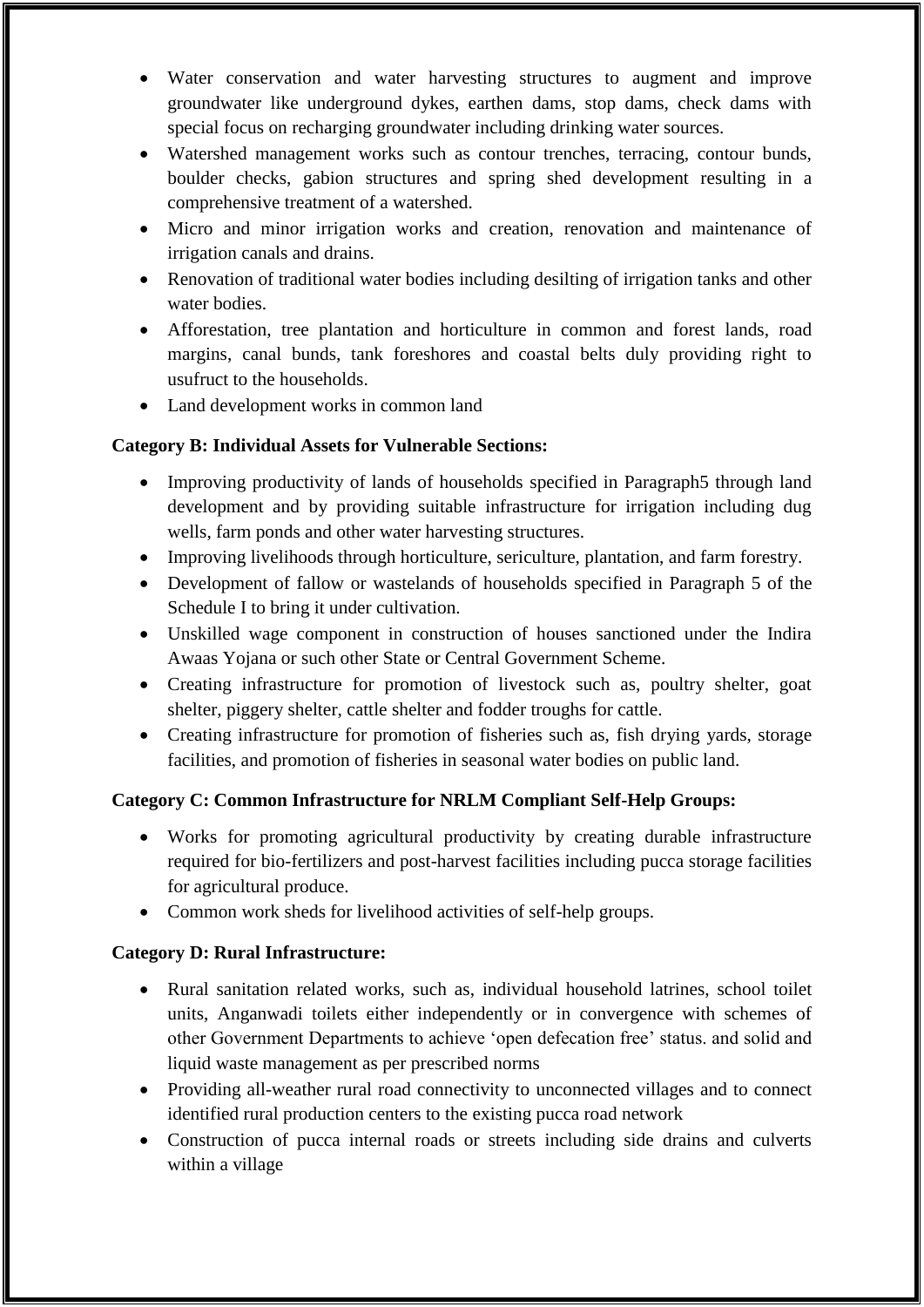- Water conservation and water harvesting structures to augment and improve groundwater like underground dykes, earthen dams, stop dams, check dams with special focus on recharging groundwater including drinking water sources.
- Watershed management works such as contour trenches, terracing, contour bunds, boulder checks, gabion structures and spring shed development resulting in a comprehensive treatment of a watershed.
- Micro and minor irrigation works and creation, renovation and maintenance of irrigation canals and drains.
- Renovation of traditional water bodies including desilting of irrigation tanks and other water bodies.
- Afforestation, tree plantation and horticulture in common and forest lands, road margins, canal bunds, tank foreshores and coastal belts duly providing right to usufruct to the households.
- Land development works in common land

**Category B: Individual Assets for Vulnerable Sections:**

- Improving productivity of lands of households specified in Paragraph5 through land development and by providing suitable infrastructure for irrigation including dug wells, farm ponds and other water harvesting structures.
- Improving livelihoods through horticulture, sericulture, plantation, and farm forestry.
- Development of fallow or wastelands of households specified in Paragraph 5 of the Schedule I to bring it under cultivation.
- Unskilled wage component in construction of houses sanctioned under the Indira Awaas Yojana or such other State or Central Government Scheme.
- Creating infrastructure for promotion of livestock such as, poultry shelter, goat shelter, piggery shelter, cattle shelter and fodder troughs for cattle.
- Creating infrastructure for promotion of fisheries such as, fish drying yards, storage facilities, and promotion of fisheries in seasonal water bodies on public land.

**Category C: Common Infrastructure for NRLM Compliant Self-Help Groups:**

- Works for promoting agricultural productivity by creating durable infrastructure required for bio-fertilizers and post-harvest facilities including pucca storage facilities for agricultural produce.
- Common work sheds for livelihood activities of self-help groups.

**Category D: Rural Infrastructure:**

- Rural sanitation related works, such as, individual household latrines, school toilet units, Anganwadi toilets either independently or in convergence with schemes of other Government Departments to achieve 'open defecation free' status. and solid and liquid waste management as per prescribed norms
- Providing all-weather rural road connectivity to unconnected villages and to connect identified rural production centers to the existing pucca road network
- Construction of pucca internal roads or streets including side drains and culverts within a village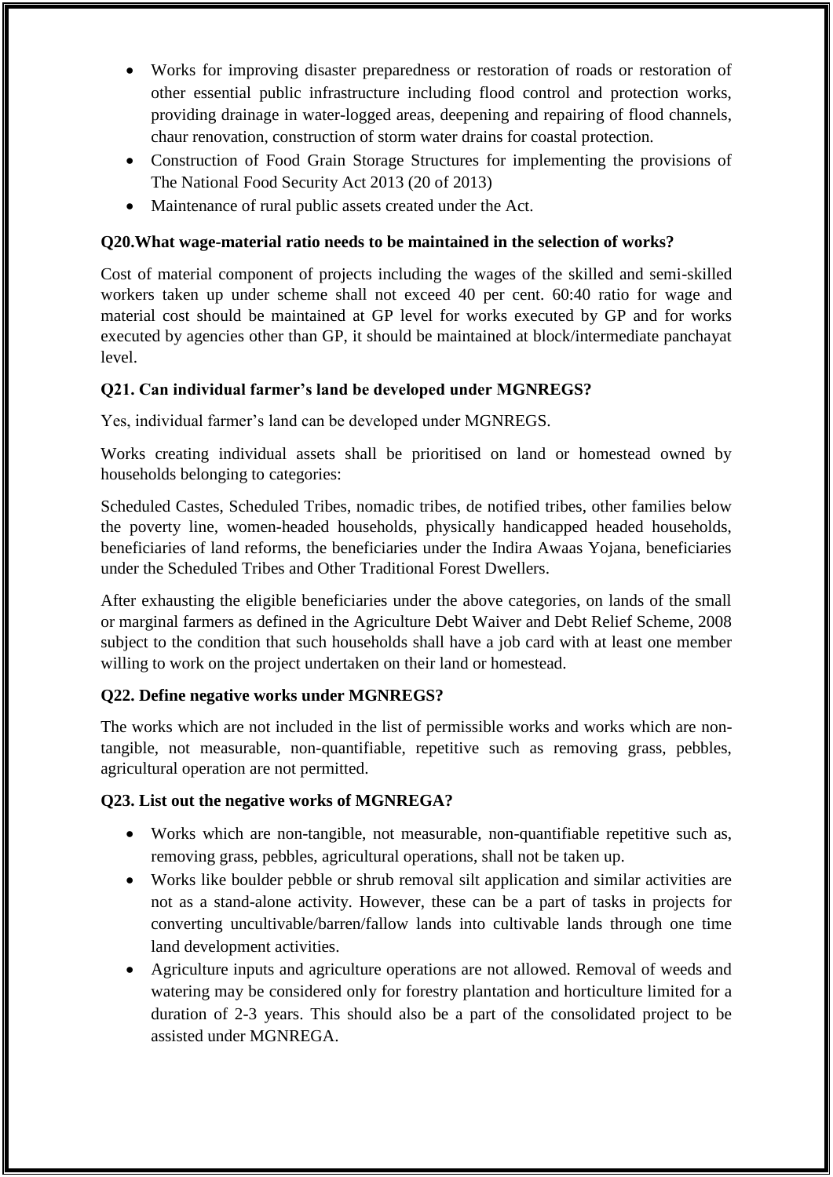- Works for improving disaster preparedness or restoration of roads or restoration of other essential public infrastructure including flood control and protection works, providing drainage in water-logged areas, deepening and repairing of flood channels, chaur renovation, construction of storm water drains for coastal protection.
- Construction of Food Grain Storage Structures for implementing the provisions of The National Food Security Act 2013 (20 of 2013)
- Maintenance of rural public assets created under the Act.

**Q20.What wage-material ratio needs to be maintained in the selection of works?**

Cost of material component of projects including the wages of the skilled and semi-skilled workers taken up under scheme shall not exceed 40 per cent. 60:40 ratio for wage and material cost should be maintained at GP level for works executed by GP and for works executed by agencies other than GP, it should be maintained at block/intermediate panchayat level.

**Q21. Can individual farmer's land be developed under MGNREGS?**

Yes, individual farmer's land can be developed under MGNREGS.

Works creating individual assets shall be prioritised on land or homestead owned by households belonging to categories:

Scheduled Castes, Scheduled Tribes, nomadic tribes, de notified tribes, other families below the poverty line, women-headed households, physically handicapped headed households, beneficiaries of land reforms, the beneficiaries under the Indira Awaas Yojana, beneficiaries under the Scheduled Tribes and Other Traditional Forest Dwellers.

After exhausting the eligible beneficiaries under the above categories, on lands of the small or marginal farmers as defined in the Agriculture Debt Waiver and Debt Relief Scheme, 2008 subject to the condition that such households shall have a job card with at least one member willing to work on the project undertaken on their land or homestead.

**Q22. Define negative works under MGNREGS?**

The works which are not included in the list of permissible works and works which are non-tangible, not measurable, non-quantifiable, repetitive such as removing grass, pebbles, agricultural operation are not permitted.

**Q23. List out the negative works of MGNREGA?**

- Works which are non-tangible, not measurable, non-quantifiable repetitive such as, removing grass, pebbles, agricultural operations, shall not be taken up.
- Works like boulder pebble or shrub removal silt application and similar activities are not as a stand-alone activity. However, these can be a part of tasks in projects for converting uncultivable/barren/fallow lands into cultivable lands through one time land development activities.
- Agriculture inputs and agriculture operations are not allowed. Removal of weeds and watering may be considered only for forestry plantation and horticulture limited for a duration of 2-3 years. This should also be a part of the consolidated project to be assisted under MGNREGA.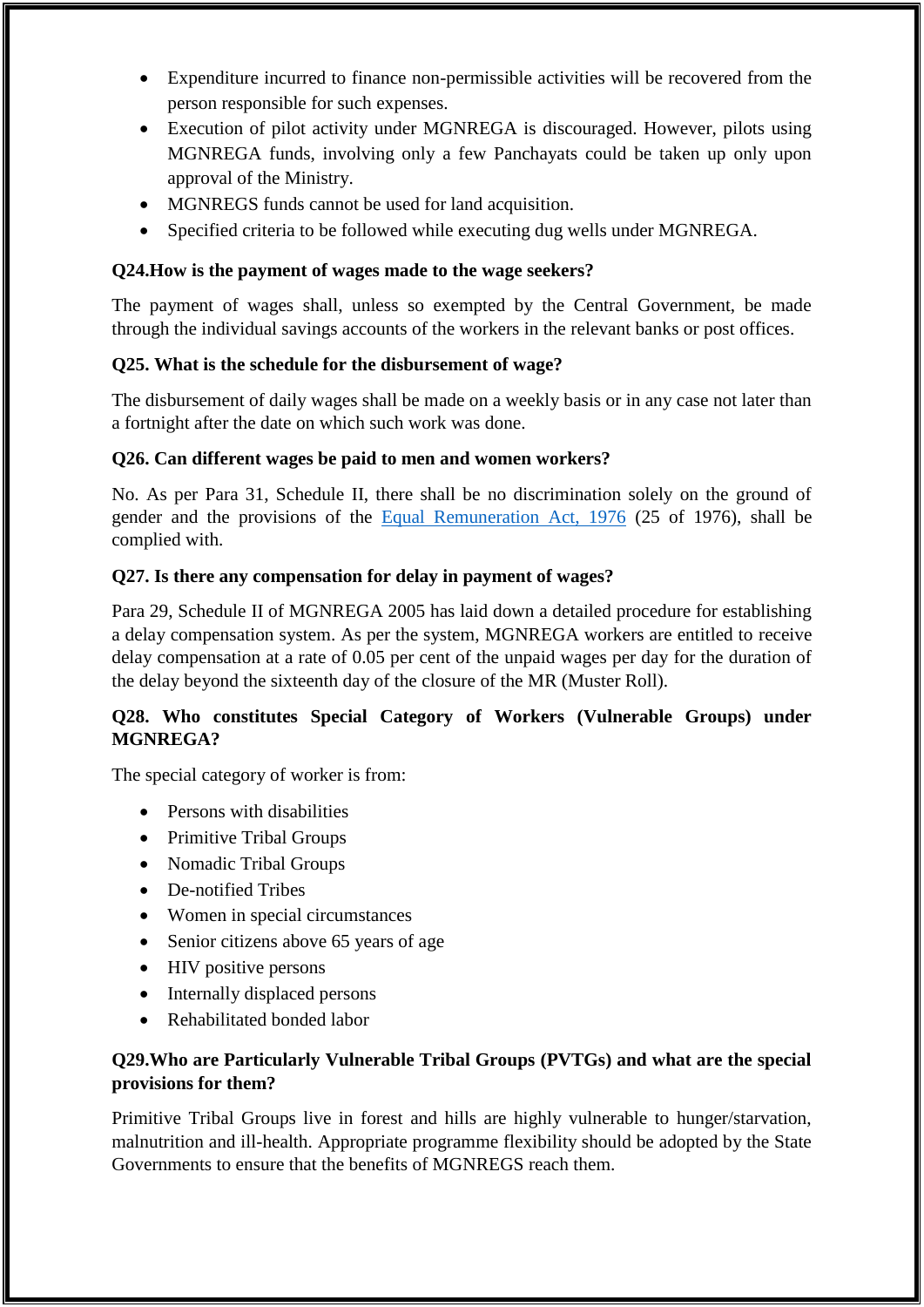- Expenditure incurred to finance non-permissible activities will be recovered from the person responsible for such expenses.
- Execution of pilot activity under MGNREGA is discouraged. However, pilots using MGNREGA funds, involving only a few Panchayats could be taken up only upon approval of the Ministry.
- MGNREGS funds cannot be used for land acquisition.
- Specified criteria to be followed while executing dug wells under MGNREGA.

**Q24.How is the payment of wages made to the wage seekers?**

The payment of wages shall, unless so exempted by the Central Government, be made through the individual savings accounts of the workers in the relevant banks or post offices.

**Q25. What is the schedule for the disbursement of wage?**

The disbursement of daily wages shall be made on a weekly basis or in any case not later than a fortnight after the date on which such work was done.

**Q26. Can different wages be paid to men and women workers?**

No. As per Para 31, Schedule II, there shall be no discrimination solely on the ground of gender and the provisions of the Equal Remuneration Act, 1976 (25 of 1976), shall be complied with.

**Q27. Is there any compensation for delay in payment of wages?**

Para 29, Schedule II of MGNREGA 2005 has laid down a detailed procedure for establishing a delay compensation system. As per the system, MGNREGA workers are entitled to receive delay compensation at a rate of 0.05 per cent of the unpaid wages per day for the duration of the delay beyond the sixteenth day of the closure of the MR (Muster Roll).

**Q28. Who constitutes Special Category of Workers (Vulnerable Groups) under MGNREGA?**

The special category of worker is from:

- Persons with disabilities
- Primitive Tribal Groups
- Nomadic Tribal Groups
- De-notified Tribes
- Women in special circumstances
- Senior citizens above 65 years of age
- HIV positive persons
- Internally displaced persons
- Rehabilitated bonded labor

**Q29.Who are Particularly Vulnerable Tribal Groups (PVTGs) and what are the special provisions for them?**

Primitive Tribal Groups live in forest and hills are highly vulnerable to hunger/starvation, malnutrition and ill-health. Appropriate programme flexibility should be adopted by the State Governments to ensure that the benefits of MGNREGS reach them.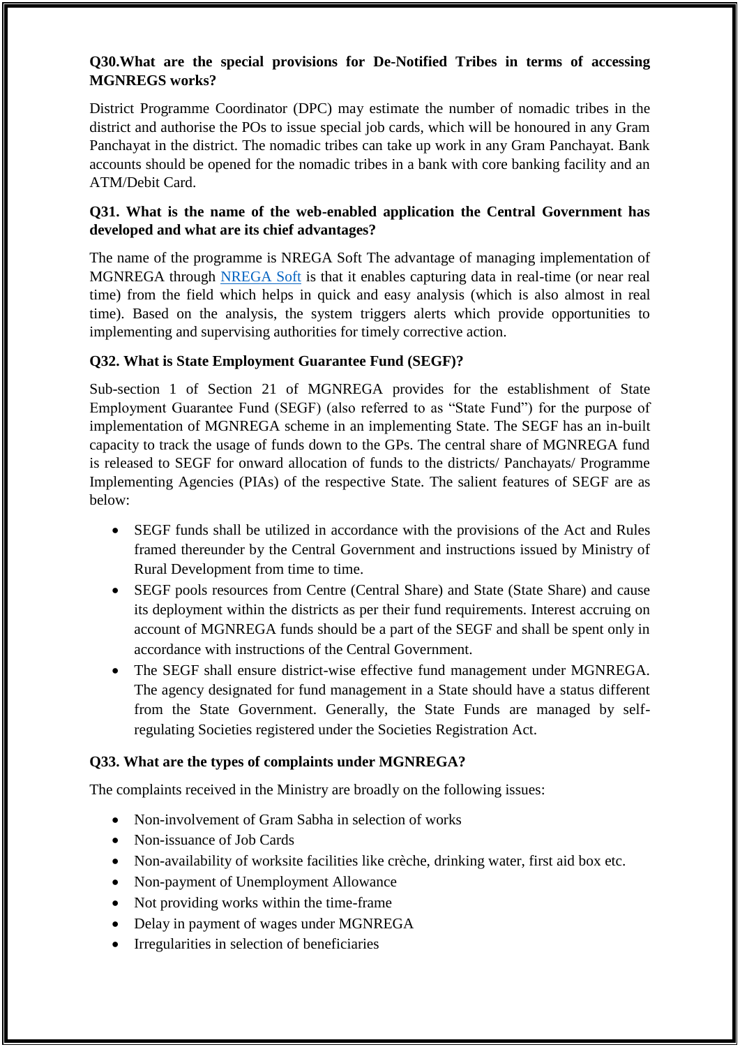**Q30.What are the special provisions for De-Notified Tribes in terms of accessing MGNREGS works?**

District Programme Coordinator (DPC) may estimate the number of nomadic tribes in the district and authorise the POs to issue special job cards, which will be honoured in any Gram Panchayat in the district. The nomadic tribes can take up work in any Gram Panchayat. Bank accounts should be opened for the nomadic tribes in a bank with core banking facility and an ATM/Debit Card.

**Q31. What is the name of the web-enabled application the Central Government has developed and what are its chief advantages?**

The name of the programme is NREGA Soft The advantage of managing implementation of MGNREGA through NREGA Soft is that it enables capturing data in real-time (or near real time) from the field which helps in quick and easy analysis (which is also almost in real time). Based on the analysis, the system triggers alerts which provide opportunities to implementing and supervising authorities for timely corrective action.

**Q32. What is State Employment Guarantee Fund (SEGF)?**

Sub-section 1 of Section 21 of MGNREGA provides for the establishment of State Employment Guarantee Fund (SEGF) (also referred to as "State Fund") for the purpose of implementation of MGNREGA scheme in an implementing State. The SEGF has an in-built capacity to track the usage of funds down to the GPs. The central share of MGNREGA fund is released to SEGF for onward allocation of funds to the districts/ Panchayats/ Programme Implementing Agencies (PIAs) of the respective State. The salient features of SEGF are as below:

- SEGF funds shall be utilized in accordance with the provisions of the Act and Rules framed thereunder by the Central Government and instructions issued by Ministry of Rural Development from time to time.
- SEGF pools resources from Centre (Central Share) and State (State Share) and cause its deployment within the districts as per their fund requirements. Interest accruing on account of MGNREGA funds should be a part of the SEGF and shall be spent only in accordance with instructions of the Central Government.
- The SEGF shall ensure district-wise effective fund management under MGNREGA. The agency designated for fund management in a State should have a status different from the State Government. Generally, the State Funds are managed by self-regulating Societies registered under the Societies Registration Act.

**Q33. What are the types of complaints under MGNREGA?**

The complaints received in the Ministry are broadly on the following issues:

- Non-involvement of Gram Sabha in selection of works
- Non-issuance of Job Cards
- Non-availability of worksite facilities like crèche, drinking water, first aid box etc.
- Non-payment of Unemployment Allowance
- Not providing works within the time-frame
- Delay in payment of wages under MGNREGA
- Irregularities in selection of beneficiaries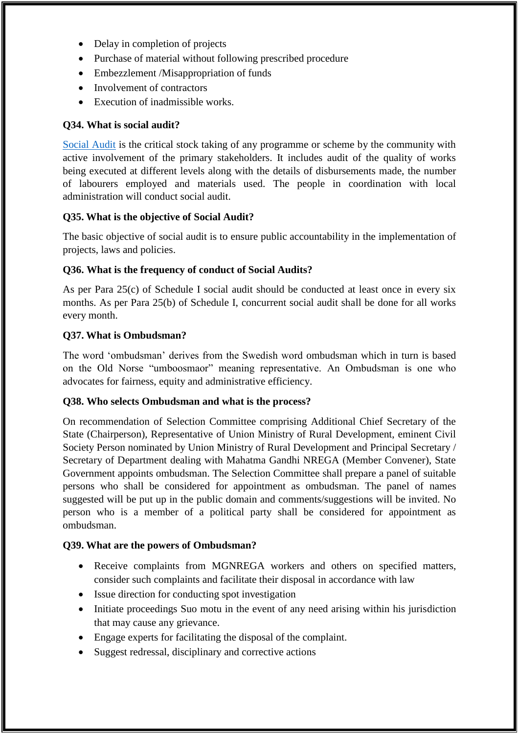- Delay in completion of projects
- Purchase of material without following prescribed procedure
- Embezzlement /Misappropriation of funds
- Involvement of contractors
- Execution of inadmissible works.

**Q34. What is social audit?**

Social Audit is the critical stock taking of any programme or scheme by the community with active involvement of the primary stakeholders. It includes audit of the quality of works being executed at different levels along with the details of disbursements made, the number of labourers employed and materials used. The people in coordination with local administration will conduct social audit.

**Q35. What is the objective of Social Audit?**

The basic objective of social audit is to ensure public accountability in the implementation of projects, laws and policies.

**Q36. What is the frequency of conduct of Social Audits?**

As per Para 25(c) of Schedule I social audit should be conducted at least once in every six months. As per Para 25(b) of Schedule I, concurrent social audit shall be done for all works every month.

**Q37. What is Ombudsman?**

The word 'ombudsman' derives from the Swedish word ombudsman which in turn is based on the Old Norse "umboosmaor" meaning representative. An Ombudsman is one who advocates for fairness, equity and administrative efficiency.

**Q38. Who selects Ombudsman and what is the process?**

On recommendation of Selection Committee comprising Additional Chief Secretary of the State (Chairperson), Representative of Union Ministry of Rural Development, eminent Civil Society Person nominated by Union Ministry of Rural Development and Principal Secretary / Secretary of Department dealing with Mahatma Gandhi NREGA (Member Convener), State Government appoints ombudsman. The Selection Committee shall prepare a panel of suitable persons who shall be considered for appointment as ombudsman. The panel of names suggested will be put up in the public domain and comments/suggestions will be invited. No person who is a member of a political party shall be considered for appointment as ombudsman.

**Q39. What are the powers of Ombudsman?**

- Receive complaints from MGNREGA workers and others on specified matters, consider such complaints and facilitate their disposal in accordance with law
- Issue direction for conducting spot investigation
- Initiate proceedings Suo motu in the event of any need arising within his jurisdiction that may cause any grievance.
- Engage experts for facilitating the disposal of the complaint.
- Suggest redressal, disciplinary and corrective actions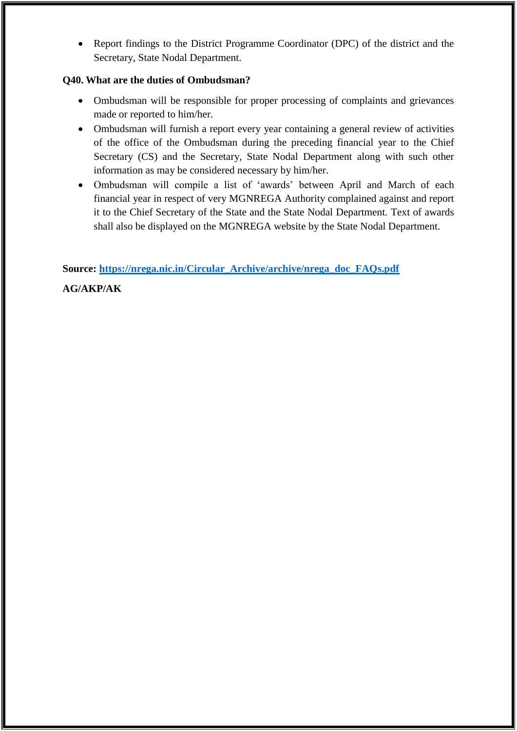- Report findings to the District Programme Coordinator (DPC) of the district and the Secretary, State Nodal Department.

**Q40. What are the duties of Ombudsman?**

- Ombudsman will be responsible for proper processing of complaints and grievances made or reported to him/her.
- Ombudsman will furnish a report every year containing a general review of activities of the office of the Ombudsman during the preceding financial year to the Chief Secretary (CS) and the Secretary, State Nodal Department along with such other information as may be considered necessary by him/her.
- Ombudsman will compile a list of 'awards' between April and March of each financial year in respect of very MGNREGA Authority complained against and report it to the Chief Secretary of the State and the State Nodal Department. Text of awards shall also be displayed on the MGNREGA website by the State Nodal Department.

**Source: [https://nrega.nic.in/Circular_Archive/archive/nrega_doc_FAQs.pdf](https://nrega.nic.in/Circular_Archive/archive/nrega_doc_FAQs.pdf)**

**AG/AKP/AK**